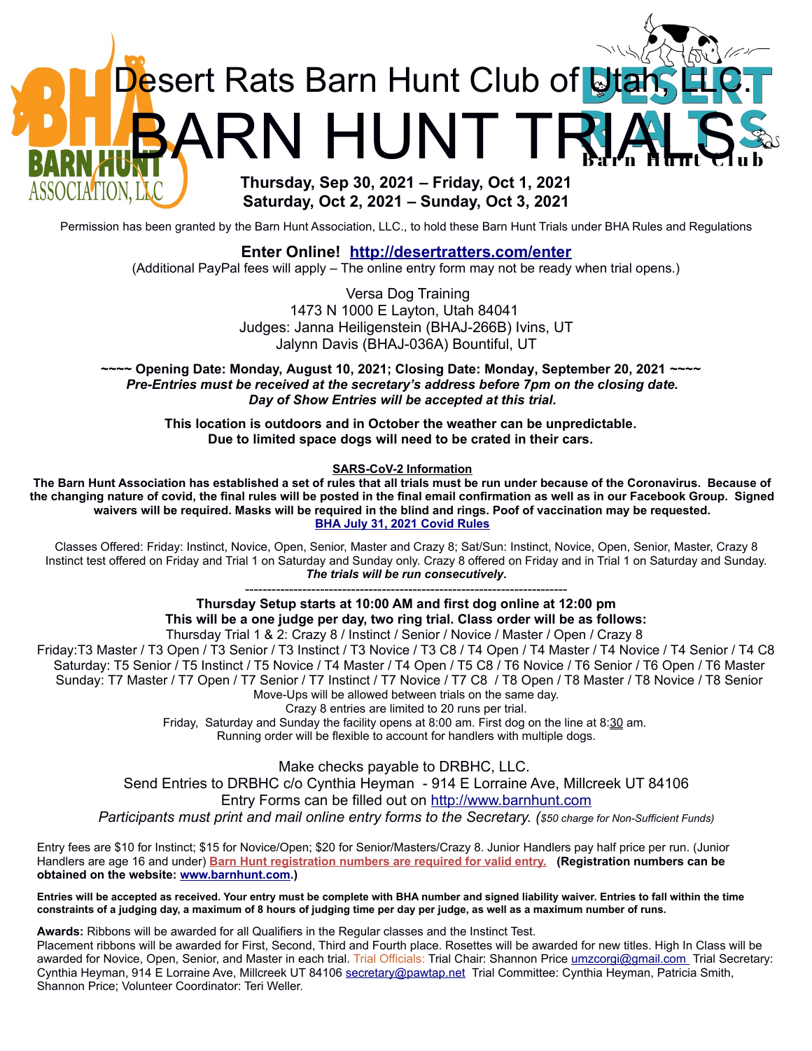# Desert Rats Barn Hunt Club of Utah, LLC.

# BARN HUNT TRIALS

**Thursday, Sep 30, 2021 – Friday, Oct 1, 2021**
**Saturday, Oct 2, 2021 – Sunday, Oct 3, 2021**

Permission has been granted by the Barn Hunt Association, LLC., to hold these Barn Hunt Trials under BHA Rules and Regulations

**Enter Online! http://desertratters.com/enter**

(Additional PayPal fees will apply – The online entry form may not be ready when trial opens.)

Versa Dog Training
1473 N 1000 E Layton, Utah 84041
Judges: Janna Heiligenstein (BHAJ-266B) Ivins, UT
Jalynn Davis (BHAJ-036A) Bountiful, UT

**~~~~ Opening Date: Monday, August 10, 2021; Closing Date: Monday, September 20, 2021 ~~~~**
***Pre-Entries must be received at the secretary's address before 7pm on the closing date.***
***Day of Show Entries will be accepted at this trial.***

**This location is outdoors and in October the weather can be unpredictable.**
**Due to limited space dogs will need to be crated in their cars.**

**SARS-CoV-2 Information**

**The Barn Hunt Association has established a set of rules that all trials must be run under because of the Coronavirus. Because of the changing nature of covid, the final rules will be posted in the final email confirmation as well as in our Facebook Group. Signed waivers will be required. Masks will be required in the blind and rings. Poof of vaccination may be requested.**
**BHA July 31, 2021 Covid Rules**

Classes Offered: Friday: Instinct, Novice, Open, Senior, Master and Crazy 8; Sat/Sun: Instinct, Novice, Open, Senior, Master, Crazy 8
Instinct test offered on Friday and Trial 1 on Saturday and Sunday only. Crazy 8 offered on Friday and in Trial 1 on Saturday and Sunday.
***The trials will be run consecutively.***

---

**Thursday Setup starts at 10:00 AM and first dog online at 12:00 pm**
**This will be a one judge per day, two ring trial. Class order will be as follows:**

Thursday Trial 1 & 2: Crazy 8 / Instinct / Senior / Novice / Master / Open / Crazy 8
Friday:T3 Master / T3 Open / T3 Senior / T3 Instinct / T3 Novice / T3 C8 / T4 Open / T4 Master / T4 Novice / T4 Senior / T4 C8
Saturday: T5 Senior / T5 Instinct / T5 Novice / T4 Master / T4 Open / T5 C8 / T6 Novice / T6 Senior / T6 Open / T6 Master
Sunday: T7 Master / T7 Open / T7 Senior / T7 Instinct / T7 Novice / T7 C8 / T8 Open / T8 Master / T8 Novice / T8 Senior
Move-Ups will be allowed between trials on the same day.
Crazy 8 entries are limited to 20 runs per trial.
Friday, Saturday and Sunday the facility opens at 8:00 am. First dog on the line at 8:30 am.
Running order will be flexible to account for handlers with multiple dogs.

Make checks payable to DRBHC, LLC.
Send Entries to DRBHC c/o Cynthia Heyman - 914 E Lorraine Ave, Millcreek UT 84106
Entry Forms can be filled out on http://www.barnhunt.com
*Participants must print and mail online entry forms to the Secretary. ($50 charge for Non-Sufficient Funds)*

Entry fees are $10 for Instinct; $15 for Novice/Open; $20 for Senior/Masters/Crazy 8. Junior Handlers pay half price per run. (Junior Handlers are age 16 and under) **Barn Hunt registration numbers are required for valid entry. (Registration numbers can be obtained on the website: www.barnhunt.com.)**

**Entries will be accepted as received. Your entry must be complete with BHA number and signed liability waiver. Entries to fall within the time constraints of a judging day, a maximum of 8 hours of judging time per day per judge, as well as a maximum number of runs.**

**Awards:** Ribbons will be awarded for all Qualifiers in the Regular classes and the Instinct Test.
Placement ribbons will be awarded for First, Second, Third and Fourth place. Rosettes will be awarded for new titles. High In Class will be awarded for Novice, Open, Senior, and Master in each trial. Trial Officials: Trial Chair: Shannon Price umzcorgi@gmail.com Trial Secretary: Cynthia Heyman, 914 E Lorraine Ave, Millcreek UT 84106 secretary@pawtap.net Trial Committee: Cynthia Heyman, Patricia Smith, Shannon Price; Volunteer Coordinator: Teri Weller.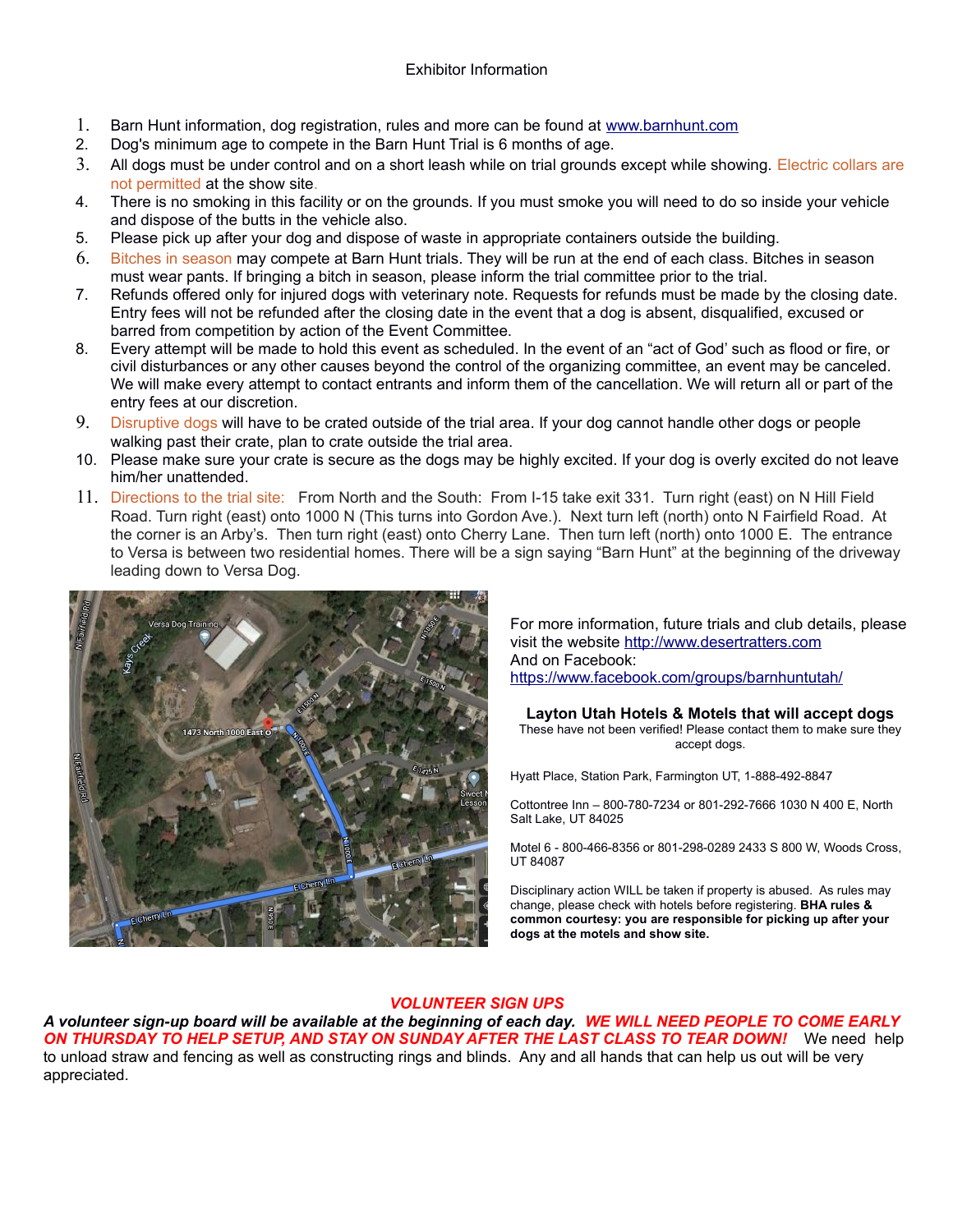Exhibitor Information

1. Barn Hunt information, dog registration, rules and more can be found at [www.barnhunt.com](http://www.barnhunt.com)
2. Dog's minimum age to compete in the Barn Hunt Trial is 6 months of age.
3. All dogs must be under control and on a short leash while on trial grounds except while showing. Electric collars are not permitted at the show site.
4. There is no smoking in this facility or on the grounds. If you must smoke you will need to do so inside your vehicle and dispose of the butts in the vehicle also.
5. Please pick up after your dog and dispose of waste in appropriate containers outside the building.
6. Bitches in season may compete at Barn Hunt trials. They will be run at the end of each class. Bitches in season must wear pants. If bringing a bitch in season, please inform the trial committee prior to the trial.
7. Refunds offered only for injured dogs with veterinary note. Requests for refunds must be made by the closing date. Entry fees will not be refunded after the closing date in the event that a dog is absent, disqualified, excused or barred from competition by action of the Event Committee.
8. Every attempt will be made to hold this event as scheduled. In the event of an "act of God' such as flood or fire, or civil disturbances or any other causes beyond the control of the organizing committee, an event may be canceled. We will make every attempt to contact entrants and inform them of the cancellation. We will return all or part of the entry fees at our discretion.
9. Disruptive dogs will have to be crated outside of the trial area. If your dog cannot handle other dogs or people walking past their crate, plan to crate outside the trial area.
10. Please make sure your crate is secure as the dogs may be highly excited. If your dog is overly excited do not leave him/her unattended.
11. Directions to the trial site: From North and the South: From I-15 take exit 331. Turn right (east) on N Hill Field Road. Turn right (east) onto 1000 N (This turns into Gordon Ave.). Next turn left (north) onto N Fairfield Road. At the corner is an Arby's. Then turn right (east) onto Cherry Lane. Then turn left (north) onto 1000 E. The entrance to Versa is between two residential homes. There will be a sign saying "Barn Hunt" at the beginning of the driveway leading down to Versa Dog.

For more information, future trials and club details, please visit the website [http://www.desertratters.com](http://www.desertratters.com)
And on Facebook:
[https://www.facebook.com/groups/barnhuntutah/](https://www.facebook.com/groups/barnhuntutah/)

**Layton Utah Hotels & Motels that will accept dogs**

These have not been verified! Please contact them to make sure they accept dogs.

Hyatt Place, Station Park, Farmington UT, 1-888-492-8847

Cottontree Inn – 800-780-7234 or 801-292-7666 1030 N 400 E, North Salt Lake, UT 84025

Motel 6 - 800-466-8356 or 801-298-0289 2433 S 800 W, Woods Cross, UT 84087

Disciplinary action WILL be taken if property is abused. As rules may change, please check with hotels before registering. **BHA rules & common courtesy: you are responsible for picking up after your dogs at the motels and show site.**

***VOLUNTEER SIGN UPS***

***A volunteer sign-up board will be available at the beginning of each day. WE WILL NEED PEOPLE TO COME EARLY ON THURSDAY TO HELP SETUP, AND STAY ON SUNDAY AFTER THE LAST CLASS TO TEAR DOWN!*** We need help to unload straw and fencing as well as constructing rings and blinds. Any and all hands that can help us out will be very appreciated.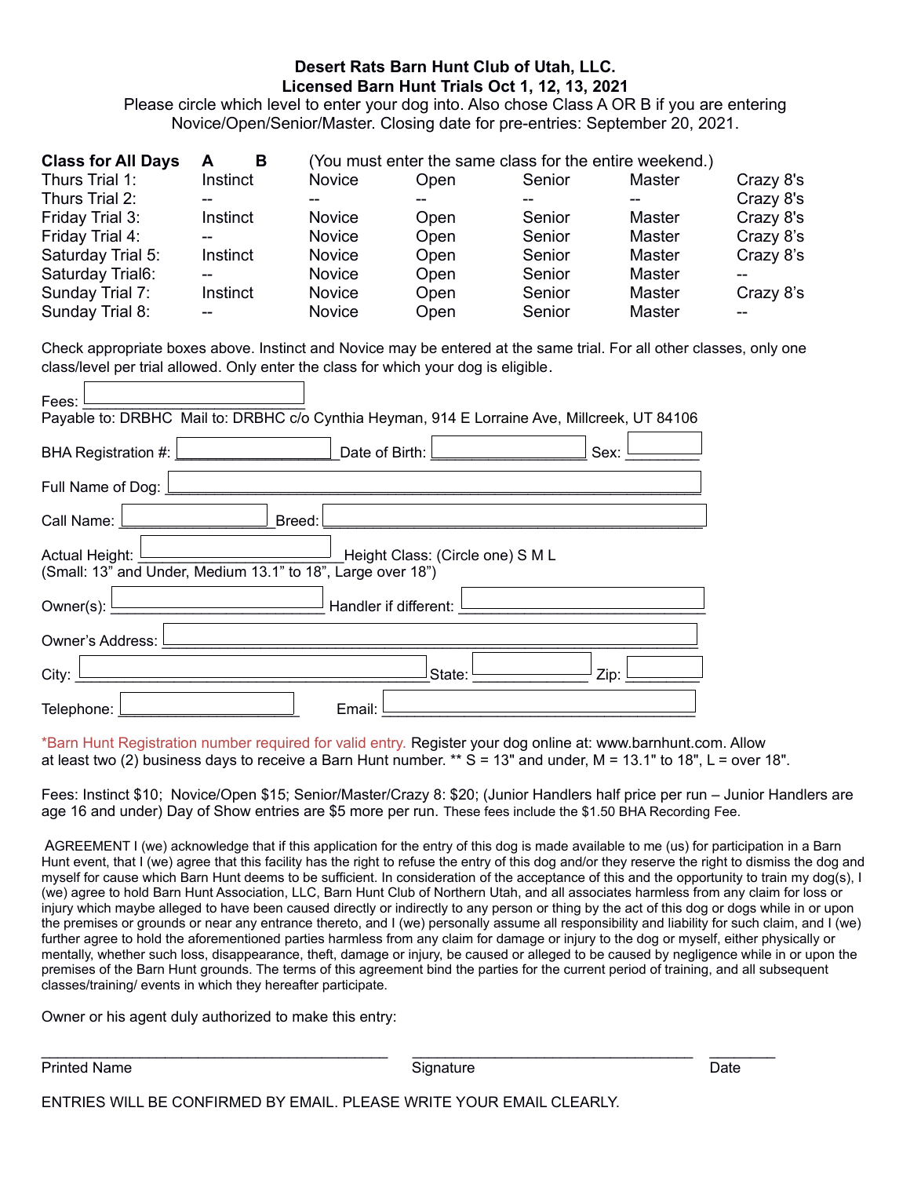**Desert Rats Barn Hunt Club of Utah, LLC.**
**Licensed Barn Hunt Trials Oct 1, 12, 13, 2021**

Please circle which level to enter your dog into. Also chose Class A OR B if you are entering Novice/Open/Senior/Master. Closing date for pre-entries: September 20, 2021.

| **Class for All Days** | **A B** | (You must enter the same class for the entire weekend.) | | | | |
|---|---|---|---|---|---|---|
| Thurs Trial 1: | Instinct | Novice | Open | Senior | Master | Crazy 8's |
| Thurs Trial 2: | -- | -- | -- | -- | -- | Crazy 8's |
| Friday Trial 3: | Instinct | Novice | Open | Senior | Master | Crazy 8's |
| Friday Trial 4: | -- | Novice | Open | Senior | Master | Crazy 8's |
| Saturday Trial 5: | Instinct | Novice | Open | Senior | Master | Crazy 8's |
| Saturday Trial6: | -- | Novice | Open | Senior | Master | -- |
| Sunday Trial 7: | Instinct | Novice | Open | Senior | Master | Crazy 8's |
| Sunday Trial 8: | -- | Novice | Open | Senior | Master | -- |

Check appropriate boxes above. Instinct and Novice may be entered at the same trial. For all other classes, only one class/level per trial allowed. Only enter the class for which your dog is eligible.

Fees: ______________________
Payable to: DRBHC Mail to: DRBHC c/o Cynthia Heyman, 914 E Lorraine Ave, Millcreek, UT 84106

BHA Registration #: ______________ Date of Birth: ______________ Sex: ________

Full Name of Dog: ________________________________________________

Call Name: ______________ Breed: ________________________________

Actual Height: ______________ Height Class: (Circle one) S M L
(Small: 13" and Under, Medium 13.1" to 18", Large over 18")

Owner(s): ______________________ Handler if different: ______________________

Owner's Address: ________________________________________________

City: ________________________ State: ____________ Zip: ________

Telephone: ________________ Email: ______________________________

*Barn Hunt Registration number required for valid entry. Register your dog online at: www.barnhunt.com. Allow at least two (2) business days to receive a Barn Hunt number. ** S = 13" and under, M = 13.1" to 18", L = over 18".

Fees: Instinct $10; Novice/Open $15; Senior/Master/Crazy 8: $20; (Junior Handlers half price per run – Junior Handlers are age 16 and under) Day of Show entries are $5 more per run. These fees include the $1.50 BHA Recording Fee.

AGREEMENT I (we) acknowledge that if this application for the entry of this dog is made available to me (us) for participation in a Barn Hunt event, that I (we) agree that this facility has the right to refuse the entry of this dog and/or they reserve the right to dismiss the dog and myself for cause which Barn Hunt deems to be sufficient. In consideration of the acceptance of this and the opportunity to train my dog(s), I (we) agree to hold Barn Hunt Association, LLC, Barn Hunt Club of Northern Utah, and all associates harmless from any claim for loss or injury which maybe alleged to have been caused directly or indirectly to any person or thing by the act of this dog or dogs while in or upon the premises or grounds or near any entrance thereto, and I (we) personally assume all responsibility and liability for such claim, and I (we) further agree to hold the aforementioned parties harmless from any claim for damage or injury to the dog or myself, either physically or mentally, whether such loss, disappearance, theft, damage or injury, be caused or alleged to be caused by negligence while in or upon the premises of the Barn Hunt grounds. The terms of this agreement bind the parties for the current period of training, and all subsequent classes/training/ events in which they hereafter participate.

Owner or his agent duly authorized to make this entry:

______________________________ ______________________________ ________
Printed Name Signature Date

ENTRIES WILL BE CONFIRMED BY EMAIL. PLEASE WRITE YOUR EMAIL CLEARLY.